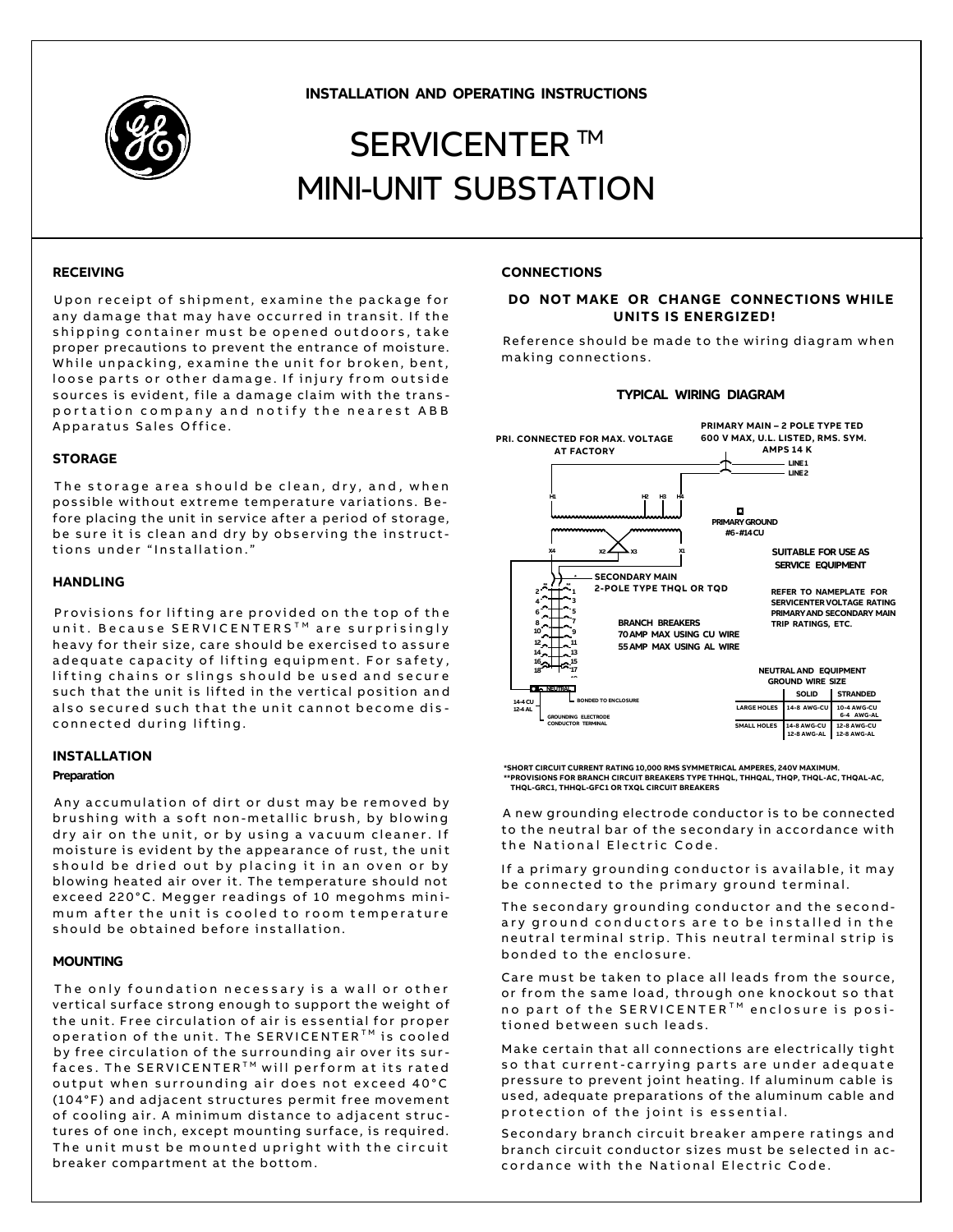# INSTALLATION AND OPERATING INSTRUCTIONS

# SERVICENTER ™ MINI-UNIT SUBSTATION

## RECEIVING

Upon receipt of shipment, examine the package for any damage that may have occurred in transit. If the shipping container must be opened outdoors, take proper precautions to prevent the entrance of moisture. While unpacking, examine the unit for broken, bent, loose parts or other damage. If injury from outside sources is evident, file a damage claim with the transportation company and notify the nearest ABB Apparatus Sales Office.

## STORAGE

The storage area should be clean, dry, and, when possible without extreme temperature variations. Before placing the unit in service after a period of storage, be sure it is clean and dry by observing the instructions under "Installation."

## HANDLING

Provisions for lifting are provided on the top of the unit. Because SERVICENTERS™ are surprisingly heavy for their size, care should be exercised to assure adequate capacity of lifting equipment. For safety, lifting chains or slings should be used and secure such that the unit is lifted in the vertical position and also secured such that the unit cannot become disconnected during lifting.

## INSTALLATION

### Preparation

Any accumulation of dirt or dust may be removed by brushing with a soft non-metallic brush, by blowing dry air on the unit, or by using a vacuum cleaner. If moisture is evident by the appearance of rust, the unit should be dried out by placing it in an oven or by blowing heated air over it. The temperature should not exceed 220°C. Megger readings of 10 megohms minimum after the unit is cooled to room temperature should be obtained before installation.

### MOUNTING

The only foundation necessary is a wall or other vertical surface strong enough to support the weight of the unit. Free circulation of air is essential for proper operation of the unit. The SERVICENTER™ is cooled by free circulation of the surrounding air over its surfaces. The SERVICENTER™ will perform at its rated output when surrounding air does not exceed 40°C (104°F) and adjacent structures permit free movement of cooling air. A minimum distance to adjacent structures of one inch, except mounting surface, is required. The unit must be mounted upright with the circuit breaker compartment at the bottom.

## CONNECTIONS

**DO NOT MAKE OR CHANGE CONNECTIONS WHILE UNITS IS ENERGIZED!**

Reference should be made to the wiring diagram when making connections.

**TYPICAL WIRING DIAGRAM**

PRI. CONNECTED FOR MAX. VOLTAGE AT FACTORY

PRIMARY MAIN – 2 POLE TYPE TED 600 V MAX, U.L. LISTED, RMS. SYM. AMPS 14 K

LINE 1
LINE 2

H1 H2 H3 H4

PRIMARY GROUND #6 - #14 CU

X4 X2 X3 X1

SUITABLE FOR USE AS SERVICE EQUIPMENT

SECONDARY MAIN 2-POLE TYPE THQL OR TQD

REFER TO NAMEPLATE FOR SERVICENTER VOLTAGE RATING PRIMARY AND SECONDARY MAIN TRIP RATINGS, ETC.

BRANCH BREAKERS
70 AMP MAX USING CU WIRE
55 AMP MAX USING AL WIRE

NEUTRAL

14-4 CU
12-4 AL

BONDED TO ENCLOSURE

GROUNDING ELECTRODE CONDUCTOR TERMINAL

NEUTRAL AND EQUIPMENT GROUND WIRE SIZE

| | SOLID | STRANDED |
|---|---|---|
| LARGE HOLES | 14-8 AWG-CU | 10-4 AWG-CU<br>6-4 AWG-AL |
| SMALL HOLES | 14-8 AWG-CU<br>12-8 AWG-AL | 12-8 AWG-CU<br>12-8 AWG-AL |

*SHORT CIRCUIT CURRENT RATING 10,000 RMS SYMMETRICAL AMPERES, 240V MAXIMUM.
**PROVISIONS FOR BRANCH CIRCUIT BREAKERS TYPE THHQL, THHQAL, THQP, THQL-AC, THQAL-AC, THQL-GRC1, THHQL-GFC1 OR TXQL CIRCUIT BREAKERS

A new grounding electrode conductor is to be connected to the neutral bar of the secondary in accordance with the National Electric Code.

If a primary grounding conductor is available, it may be connected to the primary ground terminal.

The secondary grounding conductor and the secondary ground conductors are to be installed in the neutral terminal strip. This neutral terminal strip is bonded to the enclosure.

Care must be taken to place all leads from the source, or from the same load, through one knockout so that no part of the SERVICENTER™ enclosure is positioned between such leads.

Make certain that all connections are electrically tight so that current-carrying parts are under adequate pressure to prevent joint heating. If aluminum cable is used, adequate preparations of the aluminum cable and protection of the joint is essential.

Secondary branch circuit breaker ampere ratings and branch circuit conductor sizes must be selected in accordance with the National Electric Code.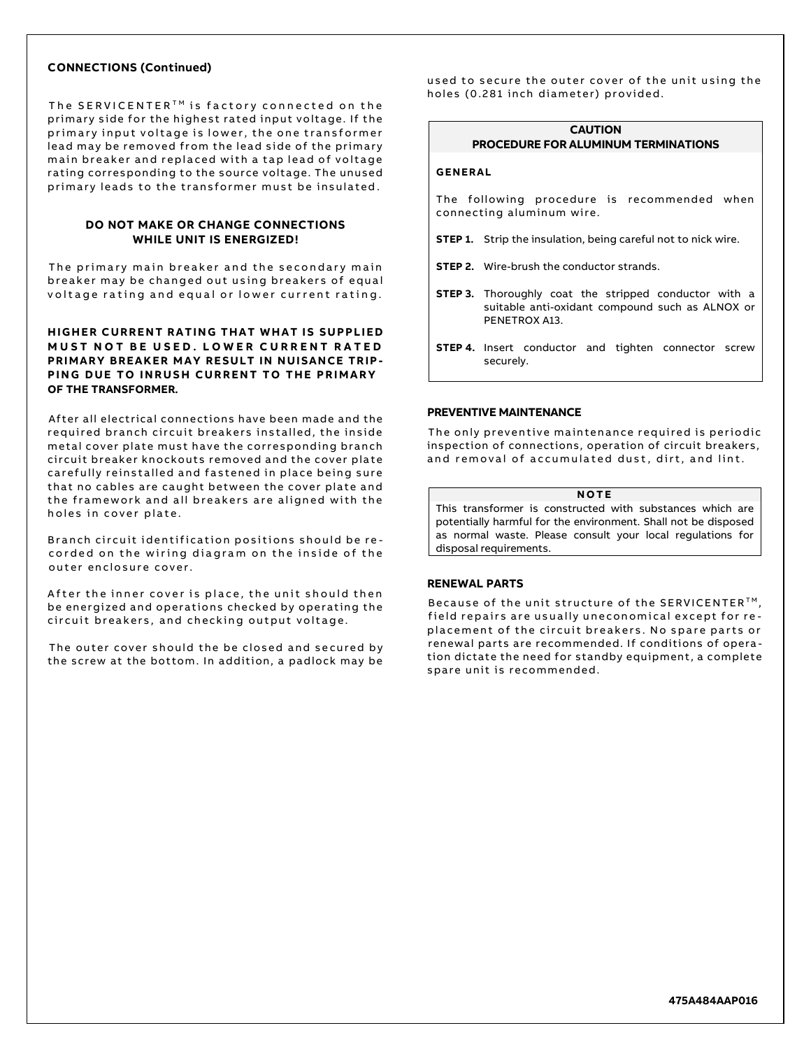## CONNECTIONS (Continued)

The SERVICENTER™ is factory connected on the primary side for the highest rated input voltage. If the primary input voltage is lower, the one transformer lead may be removed from the lead side of the primary main breaker and replaced with a tap lead of voltage rating corresponding to the source voltage. The unused primary leads to the transformer must be insulated.

**DO NOT MAKE OR CHANGE CONNECTIONS WHILE UNIT IS ENERGIZED!**

The primary main breaker and the secondary main breaker may be changed out using breakers of equal voltage rating and equal or lower current rating.

**HIGHER CURRENT RATING THAT WHAT IS SUPPLIED MUST NOT BE USED. LOWER CURRENT RATED PRIMARY BREAKER MAY RESULT IN NUISANCE TRIPPING DUE TO INRUSH CURRENT TO THE PRIMARY OF THE TRANSFORMER.**

After all electrical connections have been made and the required branch circuit breakers installed, the inside metal cover plate must have the corresponding branch circuit breaker knockouts removed and the cover plate carefully reinstalled and fastened in place being sure that no cables are caught between the cover plate and the framework and all breakers are aligned with the holes in cover plate.

Branch circuit identification positions should be recorded on the wiring diagram on the inside of the outer enclosure cover.

After the inner cover is place, the unit should then be energized and operations checked by operating the circuit breakers, and checking output voltage.

The outer cover should the be closed and secured by the screw at the bottom. In addition, a padlock may be used to secure the outer cover of the unit using the holes (0.281 inch diameter) provided.

**CAUTION**
**PROCEDURE FOR ALUMINUM TERMINATIONS**

**GENERAL**

The following procedure is recommended when connecting aluminum wire.

**STEP 1.** Strip the insulation, being careful not to nick wire.

**STEP 2.** Wire-brush the conductor strands.

**STEP 3.** Thoroughly coat the stripped conductor with a suitable anti-oxidant compound such as ALNOX or PENETROX A13.

**STEP 4.** Insert conductor and tighten connector screw securely.

## PREVENTIVE MAINTENANCE

The only preventive maintenance required is periodic inspection of connections, operation of circuit breakers, and removal of accumulated dust, dirt, and lint.

**NOTE**

This transformer is constructed with substances which are potentially harmful for the environment. Shall not be disposed as normal waste. Please consult your local regulations for disposal requirements.

## RENEWAL PARTS

Because of the unit structure of the SERVICENTER™, field repairs are usually uneconomical except for replacement of the circuit breakers. No spare parts or renewal parts are recommended. If conditions of operation dictate the need for standby equipment, a complete spare unit is recommended.

475A484AAP016